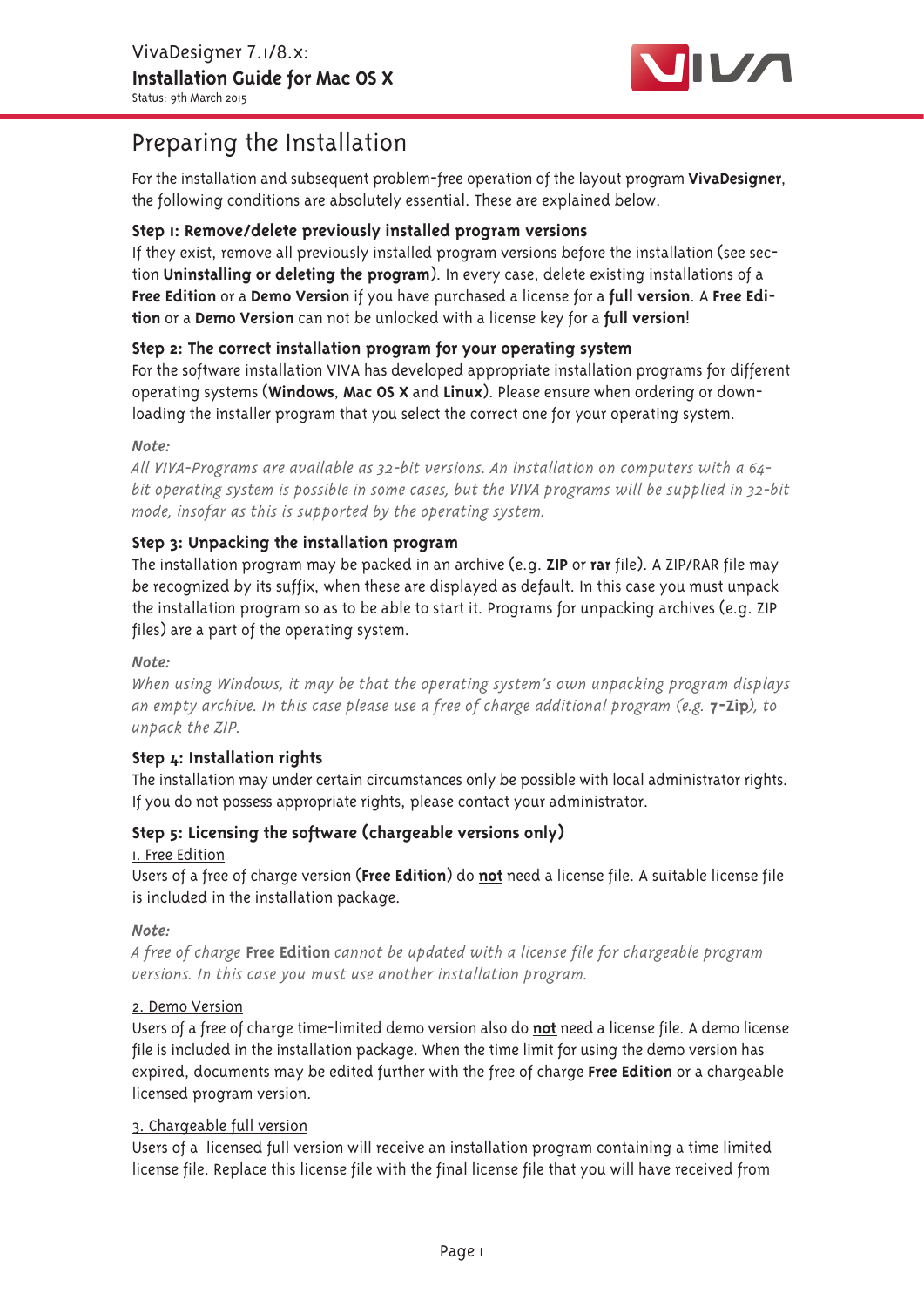# Preparing the Installation

For the installation and subsequent problem-free operation of the layout program **VivaDesigner**, the following conditions are absolutely essential. These are explained below.

### Step 1: Remove/delete previously installed program versions

If they exist, remove all previously installed program versions before the installation (see section **Uninstalling or deleting the program**). In every case, delete existing installations of a **Free Edition** or a **Demo Version** if you have purchased a license for a **full version**. A **Free Edition** or a **Demo Version** can not be unlocked with a license key for a **full version**!

### Step 2: The correct installation program for your operating system

For the software installation VIVA has developed appropriate installation programs for different operating systems (**Windows**, **Mac OS X** and **Linux**). Please ensure when ordering or downloading the installer program that you select the correct one for your operating system.

***Note:***
*All VIVA-Programs are available as 32-bit versions. An installation on computers with a 64-bit operating system is possible in some cases, but the VIVA programs will be supplied in 32-bit mode, insofar as this is supported by the operating system.*

### Step 3: Unpacking the installation program

The installation program may be packed in an archive (e.g. **ZIP** or **rar** file). A ZIP/RAR file may be recognized by its suffix, when these are displayed as default. In this case you must unpack the installation program so as to be able to start it. Programs for unpacking archives (e.g. ZIP files) are a part of the operating system.

***Note:***
*When using Windows, it may be that the operating system's own unpacking program displays an empty archive. In this case please use a free of charge additional program (e.g.* **7-Zip***), to unpack the ZIP.*

### Step 4: Installation rights

The installation may under certain circumstances only be possible with local administrator rights. If you do not possess appropriate rights, please contact your administrator.

### Step 5: Licensing the software (chargeable versions only)

<u>1. Free Edition</u>
Users of a free of charge version (**Free Edition**) do **<u>not</u>** need a license file. A suitable license file is included in the installation package.

***Note:***
*A free of charge* **Free Edition** *cannot be updated with a license file for chargeable program versions. In this case you must use another installation program.*

<u>2. Demo Version</u>
Users of a free of charge time-limited demo version also do **<u>not</u>** need a license file. A demo license file is included in the installation package. When the time limit for using the demo version has expired, documents may be edited further with the free of charge **Free Edition** or a chargeable licensed program version.

<u>3. Chargeable full version</u>
Users of a licensed full version will receive an installation program containing a time limited license file. Replace this license file with the final license file that you will have received from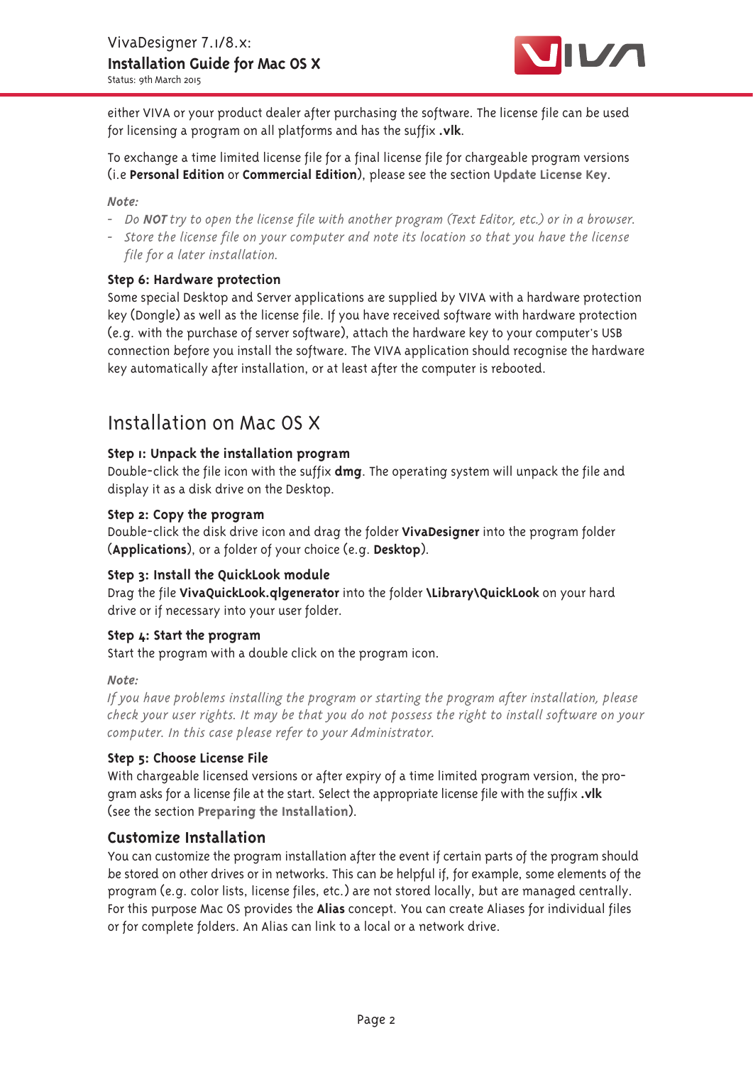either VIVA or your product dealer after purchasing the software. The license file can be used for licensing a program on all platforms and has the suffix **.vlk**.

To exchange a time limited license file for a final license file for chargeable program versions (i.e **Personal Edition** or **Commercial Edition**), please see the section **Update License Key**.

***Note:***

- *Do **NOT** try to open the license file with another program (Text Editor, etc.) or in a browser.*
- *Store the license file on your computer and note its location so that you have the license file for a later installation.*

**Step 6: Hardware protection**

Some special Desktop and Server applications are supplied by VIVA with a hardware protection key (Dongle) as well as the license file. If you have received software with hardware protection (e.g. with the purchase of server software), attach the hardware key to your computer's USB connection before you install the software. The VIVA application should recognise the hardware key automatically after installation, or at least after the computer is rebooted.

# Installation on Mac OS X

**Step 1: Unpack the installation program**

Double-click the file icon with the suffix **dmg**. The operating system will unpack the file and display it as a disk drive on the Desktop.

**Step 2: Copy the program**

Double-click the disk drive icon and drag the folder **VivaDesigner** into the program folder (**Applications**), or a folder of your choice (e.g. **Desktop**).

**Step 3: Install the QuickLook module**

Drag the file **VivaQuickLook.qlgenerator** into the folder **\Library\QuickLook** on your hard drive or if necessary into your user folder.

**Step 4: Start the program**

Start the program with a double click on the program icon.

***Note:***

*If you have problems installing the program or starting the program after installation, please check your user rights. It may be that you do not possess the right to install software on your computer. In this case please refer to your Administrator.*

**Step 5: Choose License File**

With chargeable licensed versions or after expiry of a time limited program version, the program asks for a license file at the start. Select the appropriate license file with the suffix **.vlk** (see the section **Preparing the Installation**).

## Customize Installation

You can customize the program installation after the event if certain parts of the program should be stored on other drives or in networks. This can be helpful if, for example, some elements of the program (e.g. color lists, license files, etc.) are not stored locally, but are managed centrally. For this purpose Mac OS provides the **Alias** concept. You can create Aliases for individual files or for complete folders. An Alias can link to a local or a network drive.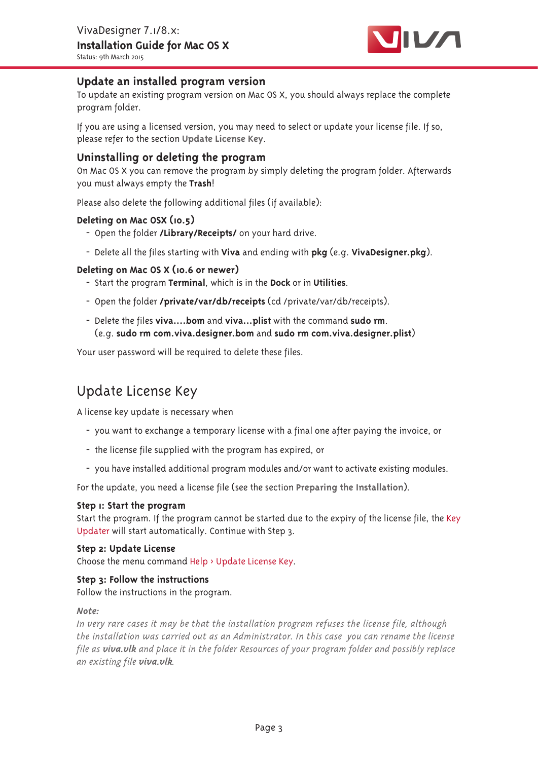## Update an installed program version

To update an existing program version on Mac OS X, you should always replace the complete program folder.

If you are using a licensed version, you may need to select or update your license file. If so, please refer to the section **Update License Key**.

## Uninstalling or deleting the program

On Mac OS X you can remove the program by simply deleting the program folder. Afterwards you must always empty the **Trash**!

Please also delete the following additional files (if available):

### Deleting on Mac OSX (10.5)

- Open the folder **/Library/Receipts/** on your hard drive.
- Delete all the files starting with **Viva** and ending with **pkg** (e.g. **VivaDesigner.pkg**).

### Deleting on Mac OS X (10.6 or newer)

- Start the program **Terminal**, which is in the **Dock** or in **Utilities**.
- Open the folder **/private/var/db/receipts** (cd /private/var/db/receipts).
- Delete the files **viva....bom** and **viva...plist** with the command **sudo rm**. (e.g. **sudo rm com.viva.designer.bom** and **sudo rm com.viva.designer.plist**)

Your user password will be required to delete these files.

# Update License Key

A license key update is necessary when

- you want to exchange a temporary license with a final one after paying the invoice, or
- the license file supplied with the program has expired, or
- you have installed additional program modules and/or want to activate existing modules.

For the update, you need a license file (see the section **Preparing the Installation**).

**Step 1: Start the program**

Start the program. If the program cannot be started due to the expiry of the license file, the Key Updater will start automatically. Continue with Step 3.

**Step 2: Update License**

Choose the menu command Help › Update License Key.

**Step 3: Follow the instructions**

Follow the instructions in the program.

***Note:***

*In very rare cases it may be that the installation program refuses the license file, although the installation was carried out as an Administrator. In this case you can rename the license file as **viva.vlk** and place it in the folder Resources of your program folder and possibly replace an existing file **viva.vlk**.*